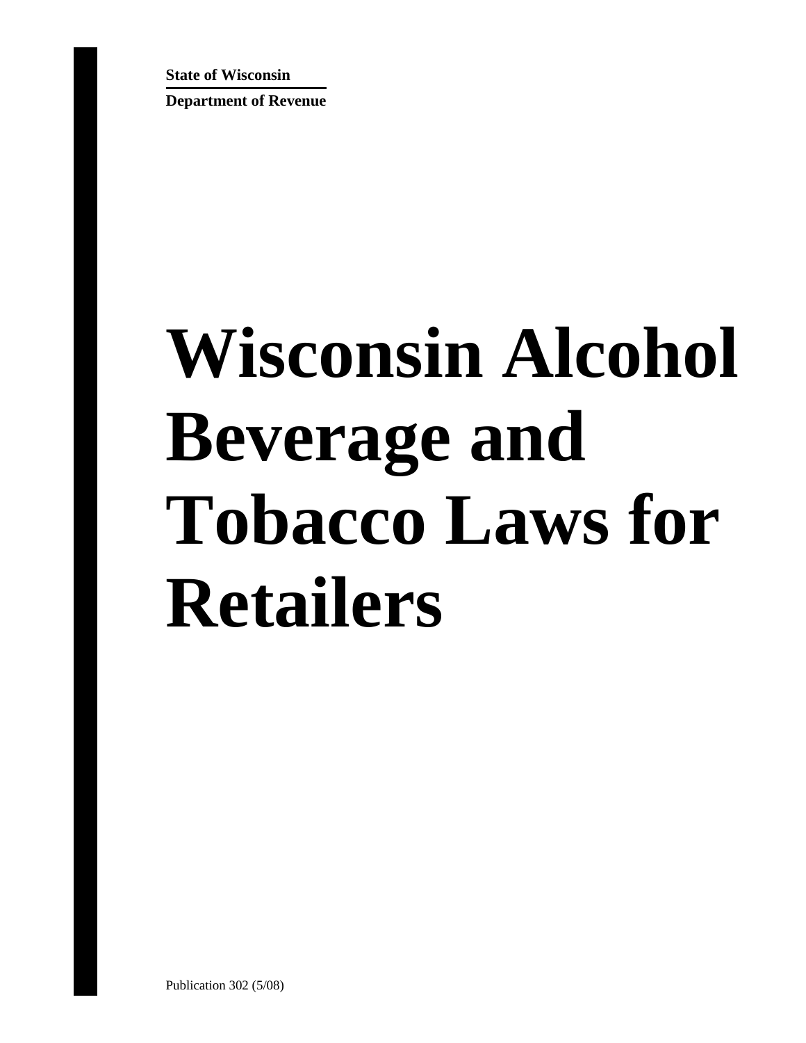**State of Wisconsin**

**Department of Revenue**

# Wisconsin Alcohol Beverage and Tobacco Laws for Retailers

Publication 302 (5/08)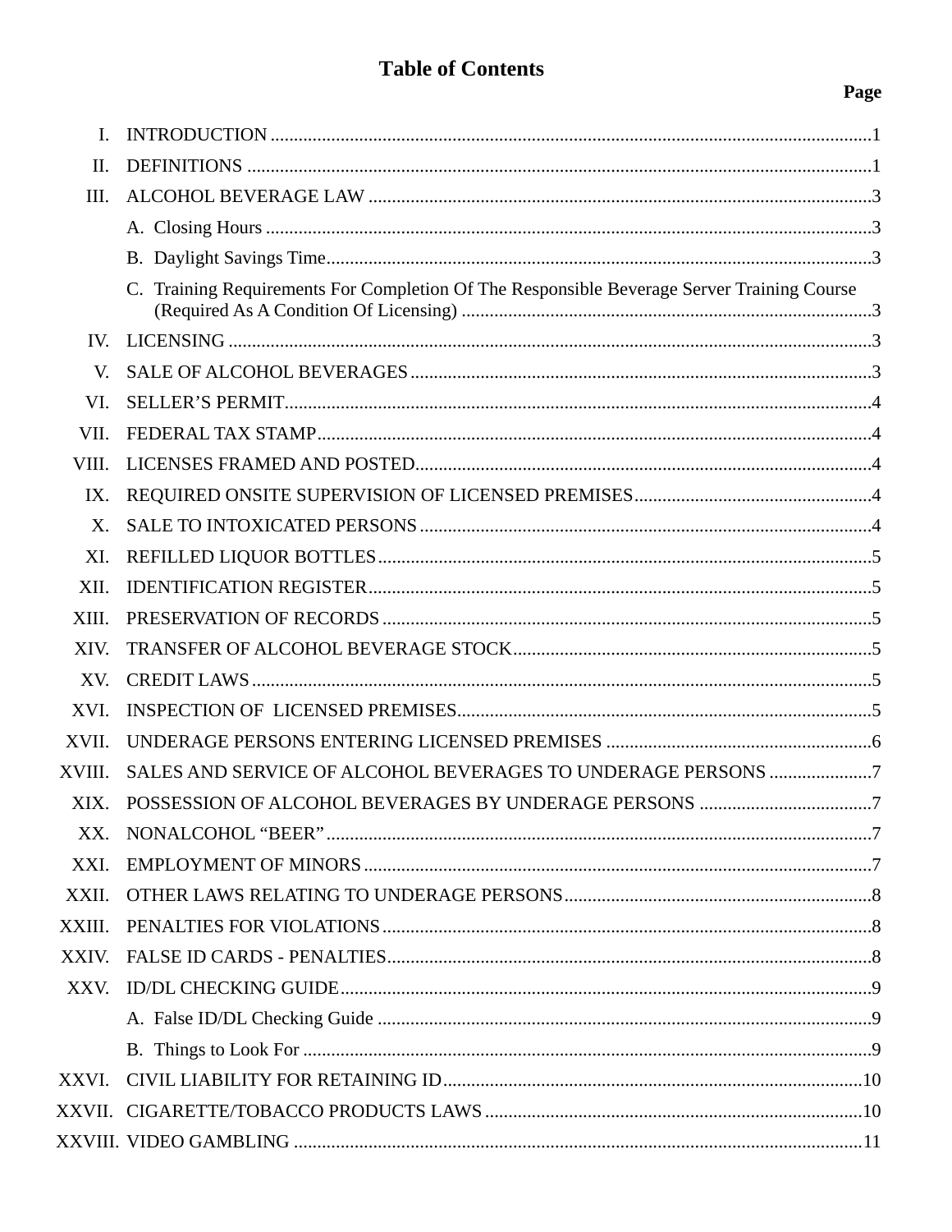# Table of Contents

| | | Page |
|---|---|---|
| I. | INTRODUCTION | 1 |
| II. | DEFINITIONS | 1 |
| III. | ALCOHOL BEVERAGE LAW | 3 |
| | A. Closing Hours | 3 |
| | B. Daylight Savings Time | 3 |
| | C. Training Requirements For Completion Of The Responsible Beverage Server Training Course (Required As A Condition Of Licensing) | 3 |
| IV. | LICENSING | 3 |
| V. | SALE OF ALCOHOL BEVERAGES | 3 |
| VI. | SELLER'S PERMIT | 4 |
| VII. | FEDERAL TAX STAMP | 4 |
| VIII. | LICENSES FRAMED AND POSTED | 4 |
| IX. | REQUIRED ONSITE SUPERVISION OF LICENSED PREMISES | 4 |
| X. | SALE TO INTOXICATED PERSONS | 4 |
| XI. | REFILLED LIQUOR BOTTLES | 5 |
| XII. | IDENTIFICATION REGISTER | 5 |
| XIII. | PRESERVATION OF RECORDS | 5 |
| XIV. | TRANSFER OF ALCOHOL BEVERAGE STOCK | 5 |
| XV. | CREDIT LAWS | 5 |
| XVI. | INSPECTION OF LICENSED PREMISES | 5 |
| XVII. | UNDERAGE PERSONS ENTERING LICENSED PREMISES | 6 |
| XVIII. | SALES AND SERVICE OF ALCOHOL BEVERAGES TO UNDERAGE PERSONS | 7 |
| XIX. | POSSESSION OF ALCOHOL BEVERAGES BY UNDERAGE PERSONS | 7 |
| XX. | NONALCOHOL "BEER" | 7 |
| XXI. | EMPLOYMENT OF MINORS | 7 |
| XXII. | OTHER LAWS RELATING TO UNDERAGE PERSONS | 8 |
| XXIII. | PENALTIES FOR VIOLATIONS | 8 |
| XXIV. | FALSE ID CARDS - PENALTIES | 8 |
| XXV. | ID/DL CHECKING GUIDE | 9 |
| | A. False ID/DL Checking Guide | 9 |
| | B. Things to Look For | 9 |
| XXVI. | CIVIL LIABILITY FOR RETAINING ID | 10 |
| XXVII. | CIGARETTE/TOBACCO PRODUCTS LAWS | 10 |
| XXVIII. | VIDEO GAMBLING | 11 |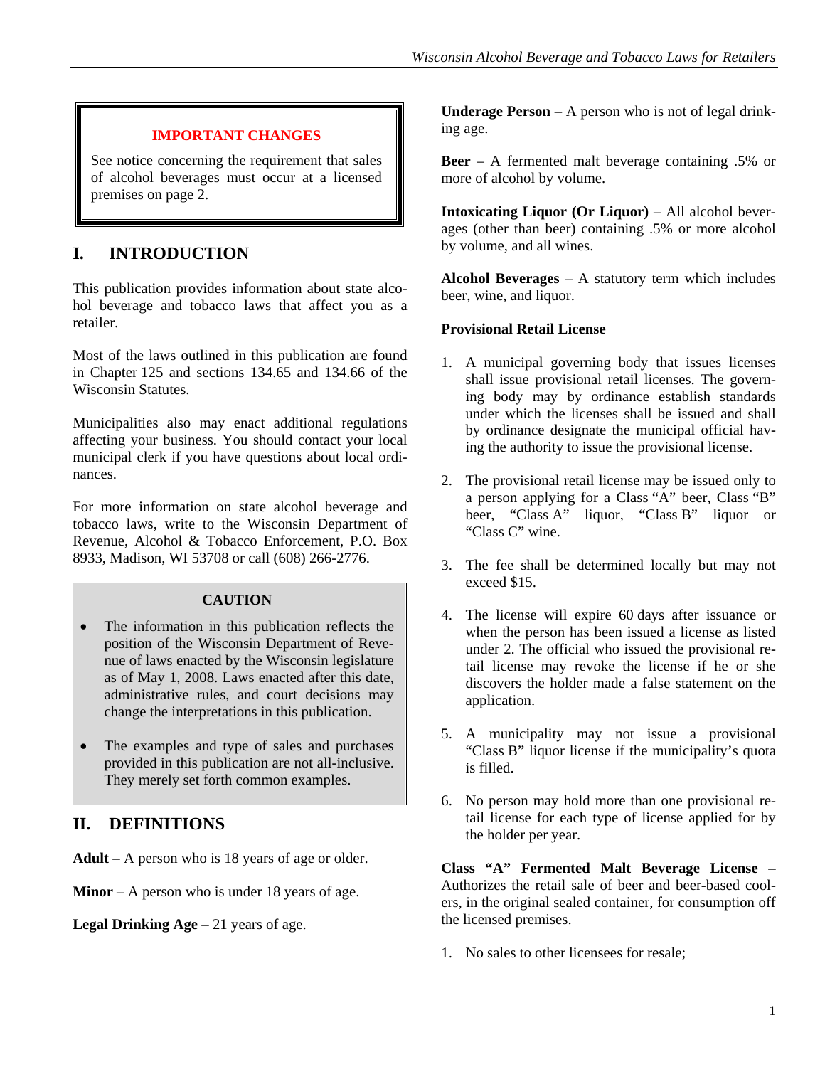**IMPORTANT CHANGES**

See notice concerning the requirement that sales of alcohol beverages must occur at a licensed premises on page 2.

# I. INTRODUCTION

This publication provides information about state alcohol beverage and tobacco laws that affect you as a retailer.

Most of the laws outlined in this publication are found in Chapter 125 and sections 134.65 and 134.66 of the Wisconsin Statutes.

Municipalities also may enact additional regulations affecting your business. You should contact your local municipal clerk if you have questions about local ordinances.

For more information on state alcohol beverage and tobacco laws, write to the Wisconsin Department of Revenue, Alcohol & Tobacco Enforcement, P.O. Box 8933, Madison, WI 53708 or call (608) 266-2776.

**CAUTION**

- The information in this publication reflects the position of the Wisconsin Department of Revenue of laws enacted by the Wisconsin legislature as of May 1, 2008. Laws enacted after this date, administrative rules, and court decisions may change the interpretations in this publication.
- The examples and type of sales and purchases provided in this publication are not all-inclusive. They merely set forth common examples.

# II. DEFINITIONS

**Adult** – A person who is 18 years of age or older.

**Minor** – A person who is under 18 years of age.

**Legal Drinking Age** – 21 years of age.

**Underage Person** – A person who is not of legal drinking age.

**Beer** – A fermented malt beverage containing .5% or more of alcohol by volume.

**Intoxicating Liquor (Or Liquor)** – All alcohol beverages (other than beer) containing .5% or more alcohol by volume, and all wines.

**Alcohol Beverages** – A statutory term which includes beer, wine, and liquor.

**Provisional Retail License**

1. A municipal governing body that issues licenses shall issue provisional retail licenses. The governing body may by ordinance establish standards under which the licenses shall be issued and shall by ordinance designate the municipal official having the authority to issue the provisional license.
2. The provisional retail license may be issued only to a person applying for a Class "A" beer, Class "B" beer, "Class A" liquor, "Class B" liquor or "Class C" wine.
3. The fee shall be determined locally but may not exceed $15.
4. The license will expire 60 days after issuance or when the person has been issued a license as listed under 2. The official who issued the provisional retail license may revoke the license if he or she discovers the holder made a false statement on the application.
5. A municipality may not issue a provisional "Class B" liquor license if the municipality's quota is filled.
6. No person may hold more than one provisional retail license for each type of license applied for by the holder per year.

**Class "A" Fermented Malt Beverage License** – Authorizes the retail sale of beer and beer-based coolers, in the original sealed container, for consumption off the licensed premises.

1. No sales to other licensees for resale;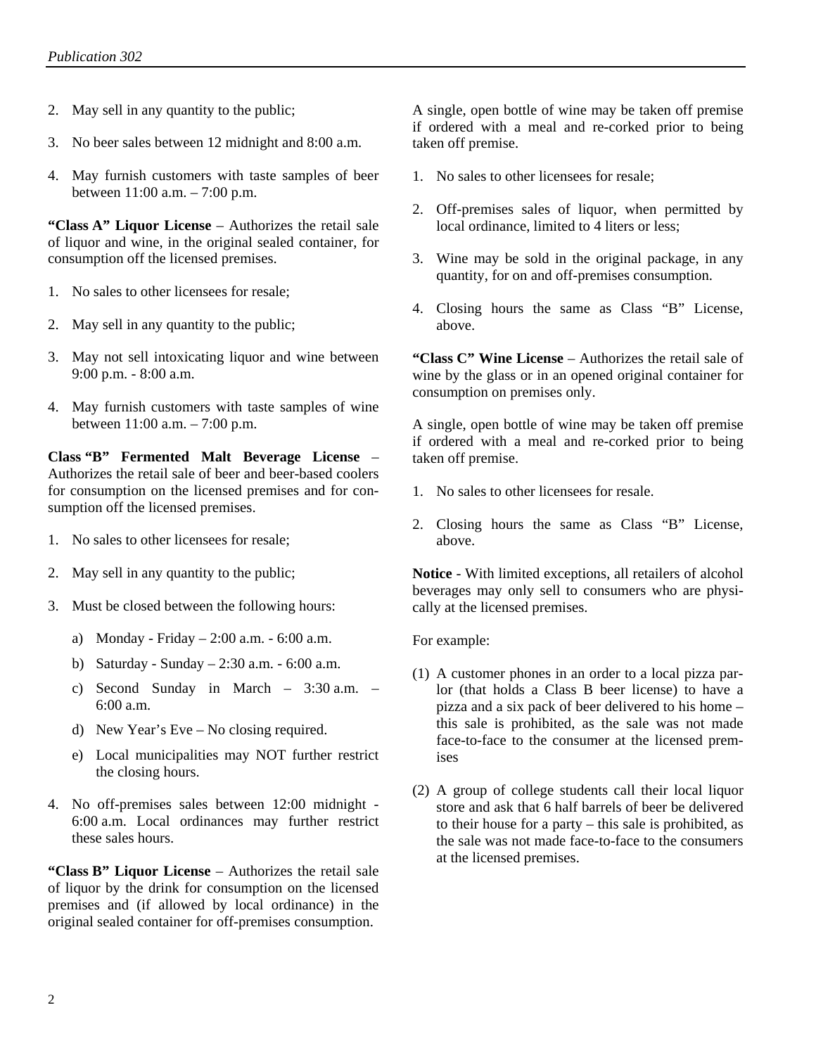2. May sell in any quantity to the public;

3. No beer sales between 12 midnight and 8:00 a.m.

4. May furnish customers with taste samples of beer between 11:00 a.m. – 7:00 p.m.

**"Class A" Liquor License** – Authorizes the retail sale of liquor and wine, in the original sealed container, for consumption off the licensed premises.

1. No sales to other licensees for resale;

2. May sell in any quantity to the public;

3. May not sell intoxicating liquor and wine between 9:00 p.m. - 8:00 a.m.

4. May furnish customers with taste samples of wine between 11:00 a.m. – 7:00 p.m.

**Class "B" Fermented Malt Beverage License** – Authorizes the retail sale of beer and beer-based coolers for consumption on the licensed premises and for consumption off the licensed premises.

1. No sales to other licensees for resale;

2. May sell in any quantity to the public;

3. Must be closed between the following hours:

   a) Monday - Friday – 2:00 a.m. - 6:00 a.m.

   b) Saturday - Sunday – 2:30 a.m. - 6:00 a.m.

   c) Second Sunday in March – 3:30 a.m. – 6:00 a.m.

   d) New Year's Eve – No closing required.

   e) Local municipalities may NOT further restrict the closing hours.

4. No off-premises sales between 12:00 midnight - 6:00 a.m. Local ordinances may further restrict these sales hours.

**"Class B" Liquor License** – Authorizes the retail sale of liquor by the drink for consumption on the licensed premises and (if allowed by local ordinance) in the original sealed container for off-premises consumption.

A single, open bottle of wine may be taken off premise if ordered with a meal and re-corked prior to being taken off premise.

1. No sales to other licensees for resale;

2. Off-premises sales of liquor, when permitted by local ordinance, limited to 4 liters or less;

3. Wine may be sold in the original package, in any quantity, for on and off-premises consumption.

4. Closing hours the same as Class "B" License, above.

**"Class C" Wine License** – Authorizes the retail sale of wine by the glass or in an opened original container for consumption on premises only.

A single, open bottle of wine may be taken off premise if ordered with a meal and re-corked prior to being taken off premise.

1. No sales to other licensees for resale.

2. Closing hours the same as Class "B" License, above.

**Notice** - With limited exceptions, all retailers of alcohol beverages may only sell to consumers who are physically at the licensed premises.

For example:

(1) A customer phones in an order to a local pizza parlor (that holds a Class B beer license) to have a pizza and a six pack of beer delivered to his home – this sale is prohibited, as the sale was not made face-to-face to the consumer at the licensed premises

(2) A group of college students call their local liquor store and ask that 6 half barrels of beer be delivered to their house for a party – this sale is prohibited, as the sale was not made face-to-face to the consumers at the licensed premises.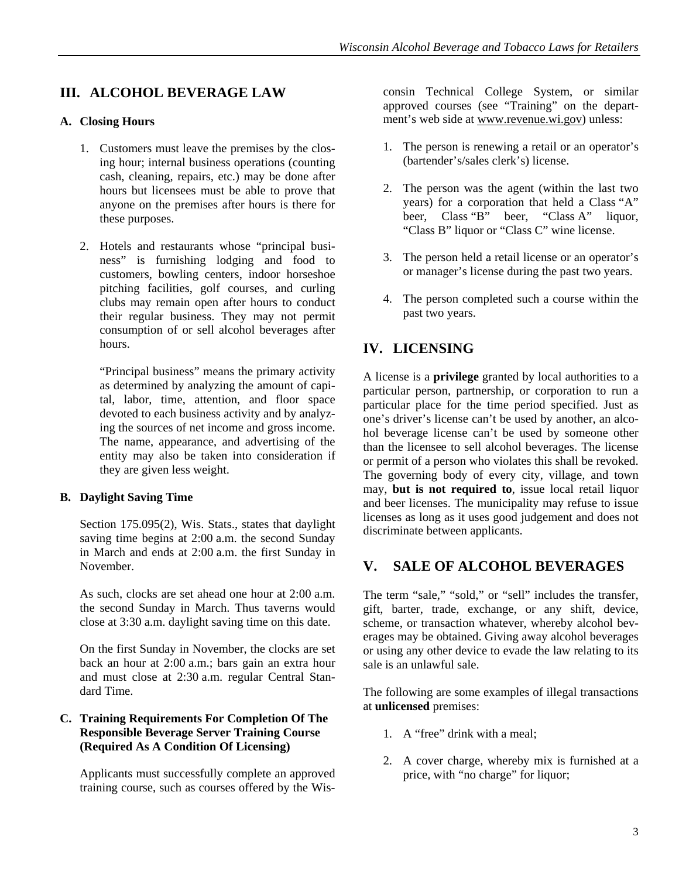## III. ALCOHOL BEVERAGE LAW

### A. Closing Hours

1. Customers must leave the premises by the closing hour; internal business operations (counting cash, cleaning, repairs, etc.) may be done after hours but licensees must be able to prove that anyone on the premises after hours is there for these purposes.

2. Hotels and restaurants whose "principal business" is furnishing lodging and food to customers, bowling centers, indoor horseshoe pitching facilities, golf courses, and curling clubs may remain open after hours to conduct their regular business. They may not permit consumption of or sell alcohol beverages after hours.

   "Principal business" means the primary activity as determined by analyzing the amount of capital, labor, time, attention, and floor space devoted to each business activity and by analyzing the sources of net income and gross income. The name, appearance, and advertising of the entity may also be taken into consideration if they are given less weight.

### B. Daylight Saving Time

Section 175.095(2), Wis. Stats., states that daylight saving time begins at 2:00 a.m. the second Sunday in March and ends at 2:00 a.m. the first Sunday in November.

As such, clocks are set ahead one hour at 2:00 a.m. the second Sunday in March. Thus taverns would close at 3:30 a.m. daylight saving time on this date.

On the first Sunday in November, the clocks are set back an hour at 2:00 a.m.; bars gain an extra hour and must close at 2:30 a.m. regular Central Standard Time.

### C. Training Requirements For Completion Of The Responsible Beverage Server Training Course (Required As A Condition Of Licensing)

Applicants must successfully complete an approved training course, such as courses offered by the Wisconsin Technical College System, or similar approved courses (see "Training" on the department's web side at www.revenue.wi.gov) unless:

1. The person is renewing a retail or an operator's (bartender's/sales clerk's) license.

2. The person was the agent (within the last two years) for a corporation that held a Class "A" beer, Class "B" beer, "Class A" liquor, "Class B" liquor or "Class C" wine license.

3. The person held a retail license or an operator's or manager's license during the past two years.

4. The person completed such a course within the past two years.

## IV. LICENSING

A license is a **privilege** granted by local authorities to a particular person, partnership, or corporation to run a particular place for the time period specified. Just as one's driver's license can't be used by another, an alcohol beverage license can't be used by someone other than the licensee to sell alcohol beverages. The license or permit of a person who violates this shall be revoked. The governing body of every city, village, and town may, **but is not required to**, issue local retail liquor and beer licenses. The municipality may refuse to issue licenses as long as it uses good judgement and does not discriminate between applicants.

## V. SALE OF ALCOHOL BEVERAGES

The term "sale," "sold," or "sell" includes the transfer, gift, barter, trade, exchange, or any shift, device, scheme, or transaction whatever, whereby alcohol beverages may be obtained. Giving away alcohol beverages or using any other device to evade the law relating to its sale is an unlawful sale.

The following are some examples of illegal transactions at **unlicensed** premises:

1. A "free" drink with a meal;

2. A cover charge, whereby mix is furnished at a price, with "no charge" for liquor;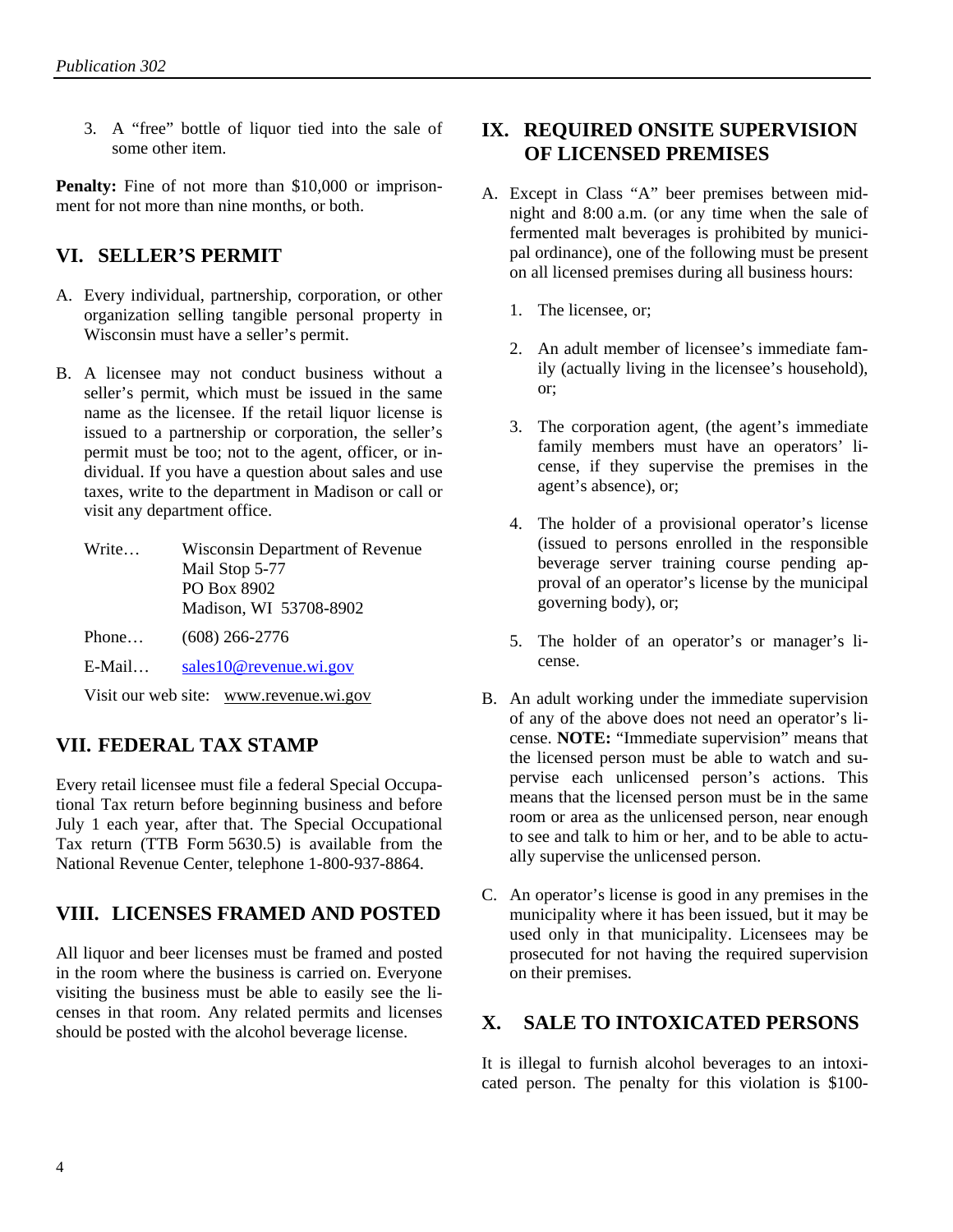3. A "free" bottle of liquor tied into the sale of some other item.

**Penalty:** Fine of not more than $10,000 or imprisonment for not more than nine months, or both.

## VI. SELLER'S PERMIT

A. Every individual, partnership, corporation, or other organization selling tangible personal property in Wisconsin must have a seller's permit.

B. A licensee may not conduct business without a seller's permit, which must be issued in the same name as the licensee. If the retail liquor license is issued to a partnership or corporation, the seller's permit must be too; not to the agent, officer, or individual. If you have a question about sales and use taxes, write to the department in Madison or call or visit any department office.

   Write… Wisconsin Department of Revenue
   Mail Stop 5-77
   PO Box 8902
   Madison, WI 53708-8902

   Phone… (608) 266-2776

   E-Mail… sales10@revenue.wi.gov

   Visit our web site: www.revenue.wi.gov

## VII. FEDERAL TAX STAMP

Every retail licensee must file a federal Special Occupational Tax return before beginning business and before July 1 each year, after that. The Special Occupational Tax return (TTB Form 5630.5) is available from the National Revenue Center, telephone 1-800-937-8864.

## VIII. LICENSES FRAMED AND POSTED

All liquor and beer licenses must be framed and posted in the room where the business is carried on. Everyone visiting the business must be able to easily see the licenses in that room. Any related permits and licenses should be posted with the alcohol beverage license.

## IX. REQUIRED ONSITE SUPERVISION OF LICENSED PREMISES

A. Except in Class "A" beer premises between midnight and 8:00 a.m. (or any time when the sale of fermented malt beverages is prohibited by municipal ordinance), one of the following must be present on all licensed premises during all business hours:

   1. The licensee, or;

   2. An adult member of licensee's immediate family (actually living in the licensee's household), or;

   3. The corporation agent, (the agent's immediate family members must have an operators' license, if they supervise the premises in the agent's absence), or;

   4. The holder of a provisional operator's license (issued to persons enrolled in the responsible beverage server training course pending approval of an operator's license by the municipal governing body), or;

   5. The holder of an operator's or manager's license.

B. An adult working under the immediate supervision of any of the above does not need an operator's license. **NOTE:** "Immediate supervision" means that the licensed person must be able to watch and supervise each unlicensed person's actions. This means that the licensed person must be in the same room or area as the unlicensed person, near enough to see and talk to him or her, and to be able to actually supervise the unlicensed person.

C. An operator's license is good in any premises in the municipality where it has been issued, but it may be used only in that municipality. Licensees may be prosecuted for not having the required supervision on their premises.

## X. SALE TO INTOXICATED PERSONS

It is illegal to furnish alcohol beverages to an intoxicated person. The penalty for this violation is $100-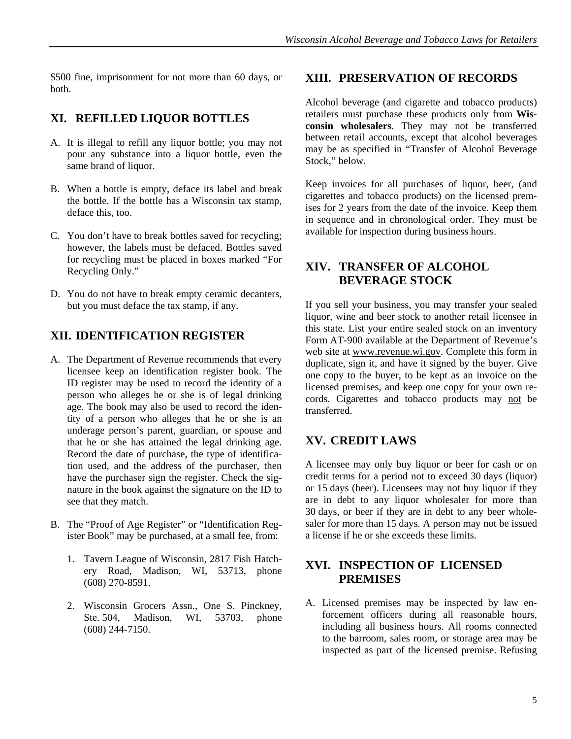$500 fine, imprisonment for not more than 60 days, or both.

## XI. REFILLED LIQUOR BOTTLES

A. It is illegal to refill any liquor bottle; you may not pour any substance into a liquor bottle, even the same brand of liquor.

B. When a bottle is empty, deface its label and break the bottle. If the bottle has a Wisconsin tax stamp, deface this, too.

C. You don't have to break bottles saved for recycling; however, the labels must be defaced. Bottles saved for recycling must be placed in boxes marked "For Recycling Only."

D. You do not have to break empty ceramic decanters, but you must deface the tax stamp, if any.

## XII. IDENTIFICATION REGISTER

A. The Department of Revenue recommends that every licensee keep an identification register book. The ID register may be used to record the identity of a person who alleges he or she is of legal drinking age. The book may also be used to record the identity of a person who alleges that he or she is an underage person's parent, guardian, or spouse and that he or she has attained the legal drinking age. Record the date of purchase, the type of identification used, and the address of the purchaser, then have the purchaser sign the register. Check the signature in the book against the signature on the ID to see that they match.

B. The "Proof of Age Register" or "Identification Register Book" may be purchased, at a small fee, from:

   1. Tavern League of Wisconsin, 2817 Fish Hatchery Road, Madison, WI, 53713, phone (608) 270-8591.

   2. Wisconsin Grocers Assn., One S. Pinckney, Ste. 504, Madison, WI, 53703, phone (608) 244-7150.

## XIII. PRESERVATION OF RECORDS

Alcohol beverage (and cigarette and tobacco products) retailers must purchase these products only from **Wisconsin wholesalers**. They may not be transferred between retail accounts, except that alcohol beverages may be as specified in "Transfer of Alcohol Beverage Stock," below.

Keep invoices for all purchases of liquor, beer, (and cigarettes and tobacco products) on the licensed premises for 2 years from the date of the invoice. Keep them in sequence and in chronological order. They must be available for inspection during business hours.

## XIV. TRANSFER OF ALCOHOL BEVERAGE STOCK

If you sell your business, you may transfer your sealed liquor, wine and beer stock to another retail licensee in this state. List your entire sealed stock on an inventory Form AT-900 available at the Department of Revenue's web site at www.revenue.wi.gov. Complete this form in duplicate, sign it, and have it signed by the buyer. Give one copy to the buyer, to be kept as an invoice on the licensed premises, and keep one copy for your own records. Cigarettes and tobacco products may not be transferred.

## XV. CREDIT LAWS

A licensee may only buy liquor or beer for cash or on credit terms for a period not to exceed 30 days (liquor) or 15 days (beer). Licensees may not buy liquor if they are in debt to any liquor wholesaler for more than 30 days, or beer if they are in debt to any beer wholesaler for more than 15 days. A person may not be issued a license if he or she exceeds these limits.

## XVI. INSPECTION OF LICENSED PREMISES

A. Licensed premises may be inspected by law enforcement officers during all reasonable hours, including all business hours. All rooms connected to the barroom, sales room, or storage area may be inspected as part of the licensed premise. Refusing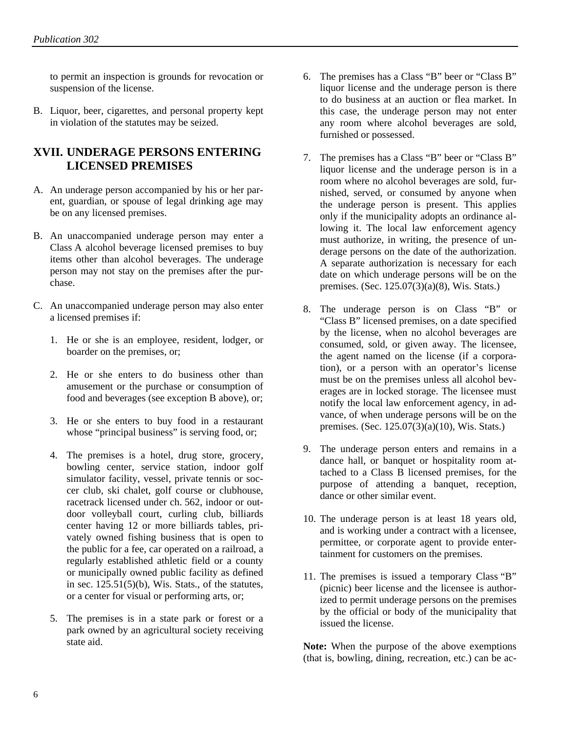to permit an inspection is grounds for revocation or suspension of the license.

B. Liquor, beer, cigarettes, and personal property kept in violation of the statutes may be seized.

## XVII. UNDERAGE PERSONS ENTERING LICENSED PREMISES

A. An underage person accompanied by his or her parent, guardian, or spouse of legal drinking age may be on any licensed premises.

B. An unaccompanied underage person may enter a Class A alcohol beverage licensed premises to buy items other than alcohol beverages. The underage person may not stay on the premises after the purchase.

C. An unaccompanied underage person may also enter a licensed premises if:

1. He or she is an employee, resident, lodger, or boarder on the premises, or;

2. He or she enters to do business other than amusement or the purchase or consumption of food and beverages (see exception B above), or;

3. He or she enters to buy food in a restaurant whose "principal business" is serving food, or;

4. The premises is a hotel, drug store, grocery, bowling center, service station, indoor golf simulator facility, vessel, private tennis or soccer club, ski chalet, golf course or clubhouse, racetrack licensed under ch. 562, indoor or outdoor volleyball court, curling club, billiards center having 12 or more billiards tables, privately owned fishing business that is open to the public for a fee, car operated on a railroad, a regularly established athletic field or a county or municipally owned public facility as defined in sec. 125.51(5)(b), Wis. Stats., of the statutes, or a center for visual or performing arts, or;

5. The premises is in a state park or forest or a park owned by an agricultural society receiving state aid.

6. The premises has a Class "B" beer or "Class B" liquor license and the underage person is there to do business at an auction or flea market. In this case, the underage person may not enter any room where alcohol beverages are sold, furnished or possessed.

7. The premises has a Class "B" beer or "Class B" liquor license and the underage person is in a room where no alcohol beverages are sold, furnished, served, or consumed by anyone when the underage person is present. This applies only if the municipality adopts an ordinance allowing it. The local law enforcement agency must authorize, in writing, the presence of underage persons on the date of the authorization. A separate authorization is necessary for each date on which underage persons will be on the premises. (Sec. 125.07(3)(a)(8), Wis. Stats.)

8. The underage person is on Class "B" or "Class B" licensed premises, on a date specified by the license, when no alcohol beverages are consumed, sold, or given away. The licensee, the agent named on the license (if a corporation), or a person with an operator's license must be on the premises unless all alcohol beverages are in locked storage. The licensee must notify the local law enforcement agency, in advance, of when underage persons will be on the premises. (Sec. 125.07(3)(a)(10), Wis. Stats.)

9. The underage person enters and remains in a dance hall, or banquet or hospitality room attached to a Class B licensed premises, for the purpose of attending a banquet, reception, dance or other similar event.

10. The underage person is at least 18 years old, and is working under a contract with a licensee, permittee, or corporate agent to provide entertainment for customers on the premises.

11. The premises is issued a temporary Class "B" (picnic) beer license and the licensee is authorized to permit underage persons on the premises by the official or body of the municipality that issued the license.

**Note:** When the purpose of the above exemptions (that is, bowling, dining, recreation, etc.) can be ac-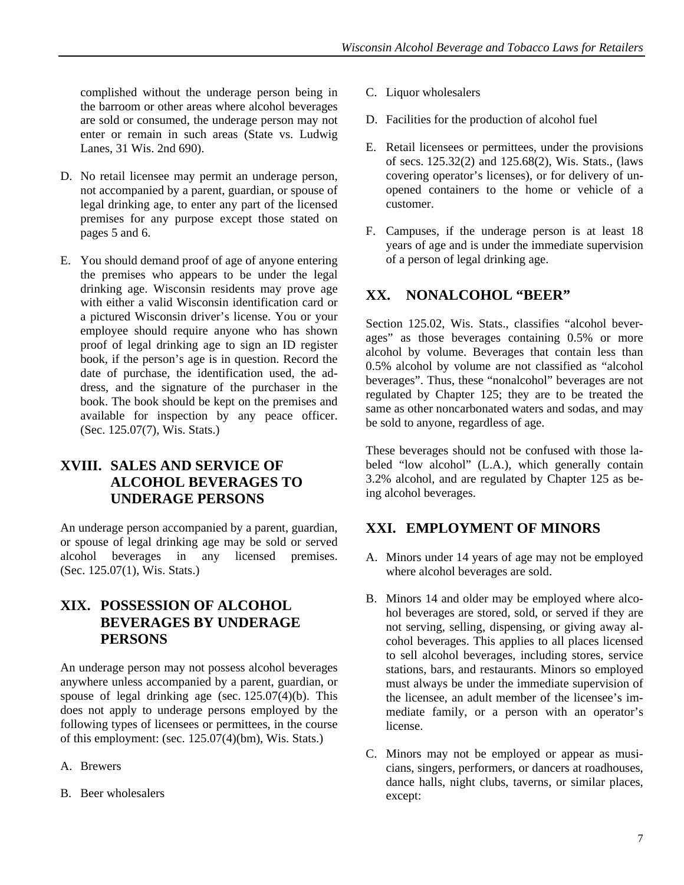complished without the underage person being in the barroom or other areas where alcohol beverages are sold or consumed, the underage person may not enter or remain in such areas (State vs. Ludwig Lanes, 31 Wis. 2nd 690).

D. No retail licensee may permit an underage person, not accompanied by a parent, guardian, or spouse of legal drinking age, to enter any part of the licensed premises for any purpose except those stated on pages 5 and 6.

E. You should demand proof of age of anyone entering the premises who appears to be under the legal drinking age. Wisconsin residents may prove age with either a valid Wisconsin identification card or a pictured Wisconsin driver's license. You or your employee should require anyone who has shown proof of legal drinking age to sign an ID register book, if the person's age is in question. Record the date of purchase, the identification used, the address, and the signature of the purchaser in the book. The book should be kept on the premises and available for inspection by any peace officer. (Sec. 125.07(7), Wis. Stats.)

## XVIII. SALES AND SERVICE OF ALCOHOL BEVERAGES TO UNDERAGE PERSONS

An underage person accompanied by a parent, guardian, or spouse of legal drinking age may be sold or served alcohol beverages in any licensed premises. (Sec. 125.07(1), Wis. Stats.)

## XIX. POSSESSION OF ALCOHOL BEVERAGES BY UNDERAGE PERSONS

An underage person may not possess alcohol beverages anywhere unless accompanied by a parent, guardian, or spouse of legal drinking age (sec. 125.07(4)(b). This does not apply to underage persons employed by the following types of licensees or permittees, in the course of this employment: (sec. 125.07(4)(bm), Wis. Stats.)

A. Brewers

B. Beer wholesalers

C. Liquor wholesalers

D. Facilities for the production of alcohol fuel

E. Retail licensees or permittees, under the provisions of secs. 125.32(2) and 125.68(2), Wis. Stats., (laws covering operator's licenses), or for delivery of unopened containers to the home or vehicle of a customer.

F. Campuses, if the underage person is at least 18 years of age and is under the immediate supervision of a person of legal drinking age.

## XX. NONALCOHOL "BEER"

Section 125.02, Wis. Stats., classifies "alcohol beverages" as those beverages containing 0.5% or more alcohol by volume. Beverages that contain less than 0.5% alcohol by volume are not classified as "alcohol beverages". Thus, these "nonalcohol" beverages are not regulated by Chapter 125; they are to be treated the same as other noncarbonated waters and sodas, and may be sold to anyone, regardless of age.

These beverages should not be confused with those labeled "low alcohol" (L.A.), which generally contain 3.2% alcohol, and are regulated by Chapter 125 as being alcohol beverages.

## XXI. EMPLOYMENT OF MINORS

A. Minors under 14 years of age may not be employed where alcohol beverages are sold.

B. Minors 14 and older may be employed where alcohol beverages are stored, sold, or served if they are not serving, selling, dispensing, or giving away alcohol beverages. This applies to all places licensed to sell alcohol beverages, including stores, service stations, bars, and restaurants. Minors so employed must always be under the immediate supervision of the licensee, an adult member of the licensee's immediate family, or a person with an operator's license.

C. Minors may not be employed or appear as musicians, singers, performers, or dancers at roadhouses, dance halls, night clubs, taverns, or similar places, except: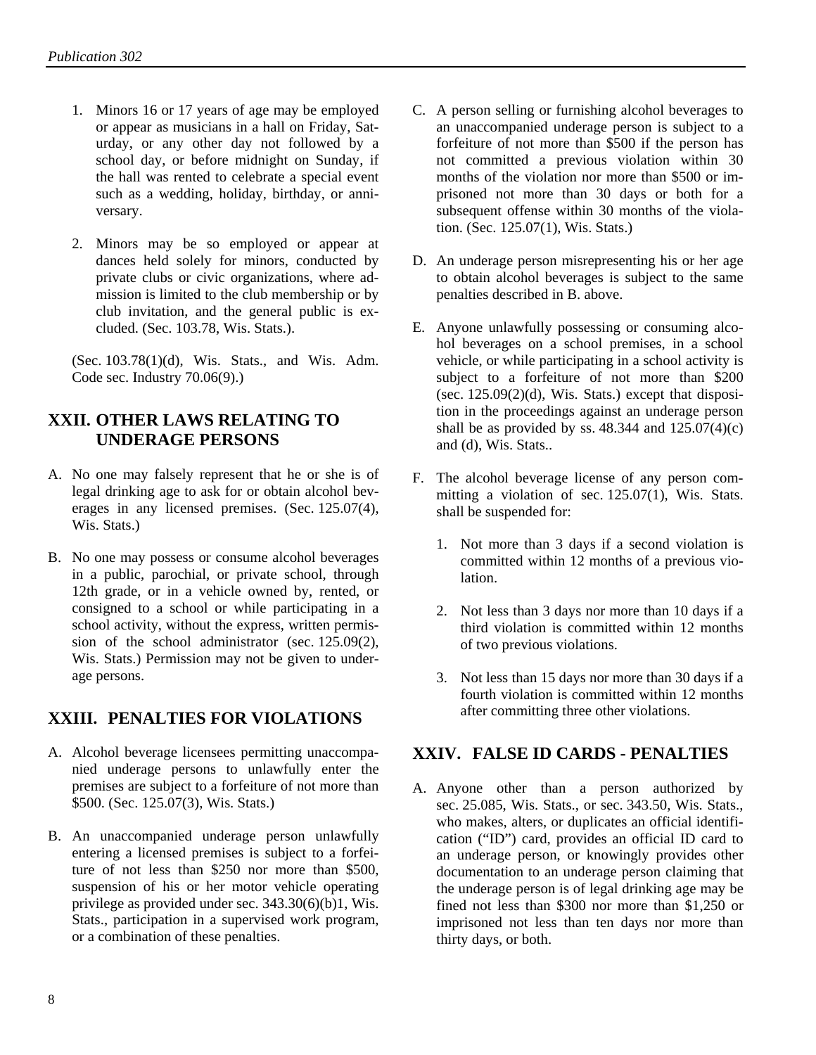1. Minors 16 or 17 years of age may be employed or appear as musicians in a hall on Friday, Saturday, or any other day not followed by a school day, or before midnight on Sunday, if the hall was rented to celebrate a special event such as a wedding, holiday, birthday, or anniversary.

2. Minors may be so employed or appear at dances held solely for minors, conducted by private clubs or civic organizations, where admission is limited to the club membership or by club invitation, and the general public is excluded. (Sec. 103.78, Wis. Stats.).

(Sec. 103.78(1)(d), Wis. Stats., and Wis. Adm. Code sec. Industry 70.06(9).)

## XXII. OTHER LAWS RELATING TO UNDERAGE PERSONS

A. No one may falsely represent that he or she is of legal drinking age to ask for or obtain alcohol beverages in any licensed premises. (Sec. 125.07(4), Wis. Stats.)

B. No one may possess or consume alcohol beverages in a public, parochial, or private school, through 12th grade, or in a vehicle owned by, rented, or consigned to a school or while participating in a school activity, without the express, written permission of the school administrator (sec. 125.09(2), Wis. Stats.) Permission may not be given to underage persons.

## XXIII. PENALTIES FOR VIOLATIONS

A. Alcohol beverage licensees permitting unaccompanied underage persons to unlawfully enter the premises are subject to a forfeiture of not more than $500. (Sec. 125.07(3), Wis. Stats.)

B. An unaccompanied underage person unlawfully entering a licensed premises is subject to a forfeiture of not less than $250 nor more than $500, suspension of his or her motor vehicle operating privilege as provided under sec. 343.30(6)(b)1, Wis. Stats., participation in a supervised work program, or a combination of these penalties.

C. A person selling or furnishing alcohol beverages to an unaccompanied underage person is subject to a forfeiture of not more than $500 if the person has not committed a previous violation within 30 months of the violation nor more than $500 or imprisoned not more than 30 days or both for a subsequent offense within 30 months of the violation. (Sec. 125.07(1), Wis. Stats.)

D. An underage person misrepresenting his or her age to obtain alcohol beverages is subject to the same penalties described in B. above.

E. Anyone unlawfully possessing or consuming alcohol beverages on a school premises, in a school vehicle, or while participating in a school activity is subject to a forfeiture of not more than $200 (sec. 125.09(2)(d), Wis. Stats.) except that disposition in the proceedings against an underage person shall be as provided by ss. 48.344 and 125.07(4)(c) and (d), Wis. Stats..

F. The alcohol beverage license of any person committing a violation of sec. 125.07(1), Wis. Stats. shall be suspended for:

   1. Not more than 3 days if a second violation is committed within 12 months of a previous violation.

   2. Not less than 3 days nor more than 10 days if a third violation is committed within 12 months of two previous violations.

   3. Not less than 15 days nor more than 30 days if a fourth violation is committed within 12 months after committing three other violations.

## XXIV. FALSE ID CARDS - PENALTIES

A. Anyone other than a person authorized by sec. 25.085, Wis. Stats., or sec. 343.50, Wis. Stats., who makes, alters, or duplicates an official identification ("ID") card, provides an official ID card to an underage person, or knowingly provides other documentation to an underage person claiming that the underage person is of legal drinking age may be fined not less than $300 nor more than $1,250 or imprisoned not less than ten days nor more than thirty days, or both.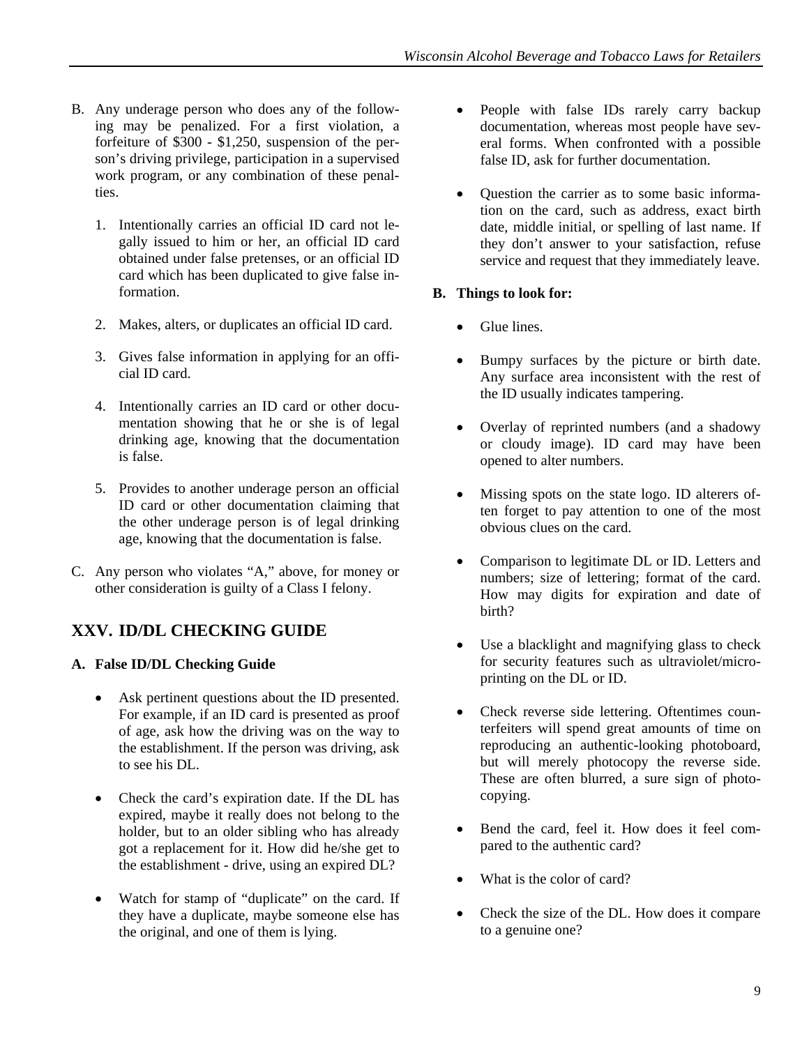B. Any underage person who does any of the following may be penalized. For a first violation, a forfeiture of $300 - $1,250, suspension of the person's driving privilege, participation in a supervised work program, or any combination of these penalties.

   1. Intentionally carries an official ID card not legally issued to him or her, an official ID card obtained under false pretenses, or an official ID card which has been duplicated to give false information.

   2. Makes, alters, or duplicates an official ID card.

   3. Gives false information in applying for an official ID card.

   4. Intentionally carries an ID card or other documentation showing that he or she is of legal drinking age, knowing that the documentation is false.

   5. Provides to another underage person an official ID card or other documentation claiming that the other underage person is of legal drinking age, knowing that the documentation is false.

C. Any person who violates "A," above, for money or other consideration is guilty of a Class I felony.

## XXV. ID/DL CHECKING GUIDE

### A. False ID/DL Checking Guide

- Ask pertinent questions about the ID presented. For example, if an ID card is presented as proof of age, ask how the driving was on the way to the establishment. If the person was driving, ask to see his DL.

- Check the card's expiration date. If the DL has expired, maybe it really does not belong to the holder, but to an older sibling who has already got a replacement for it. How did he/she get to the establishment - drive, using an expired DL?

- Watch for stamp of "duplicate" on the card. If they have a duplicate, maybe someone else has the original, and one of them is lying.

- People with false IDs rarely carry backup documentation, whereas most people have several forms. When confronted with a possible false ID, ask for further documentation.

- Question the carrier as to some basic information on the card, such as address, exact birth date, middle initial, or spelling of last name. If they don't answer to your satisfaction, refuse service and request that they immediately leave.

### B. Things to look for:

- Glue lines.

- Bumpy surfaces by the picture or birth date. Any surface area inconsistent with the rest of the ID usually indicates tampering.

- Overlay of reprinted numbers (and a shadowy or cloudy image). ID card may have been opened to alter numbers.

- Missing spots on the state logo. ID alterers often forget to pay attention to one of the most obvious clues on the card.

- Comparison to legitimate DL or ID. Letters and numbers; size of lettering; format of the card. How may digits for expiration and date of birth?

- Use a blacklight and magnifying glass to check for security features such as ultraviolet/microprinting on the DL or ID.

- Check reverse side lettering. Oftentimes counterfeiters will spend great amounts of time on reproducing an authentic-looking photoboard, but will merely photocopy the reverse side. These are often blurred, a sure sign of photocopying.

- Bend the card, feel it. How does it feel compared to the authentic card?

- What is the color of card?

- Check the size of the DL. How does it compare to a genuine one?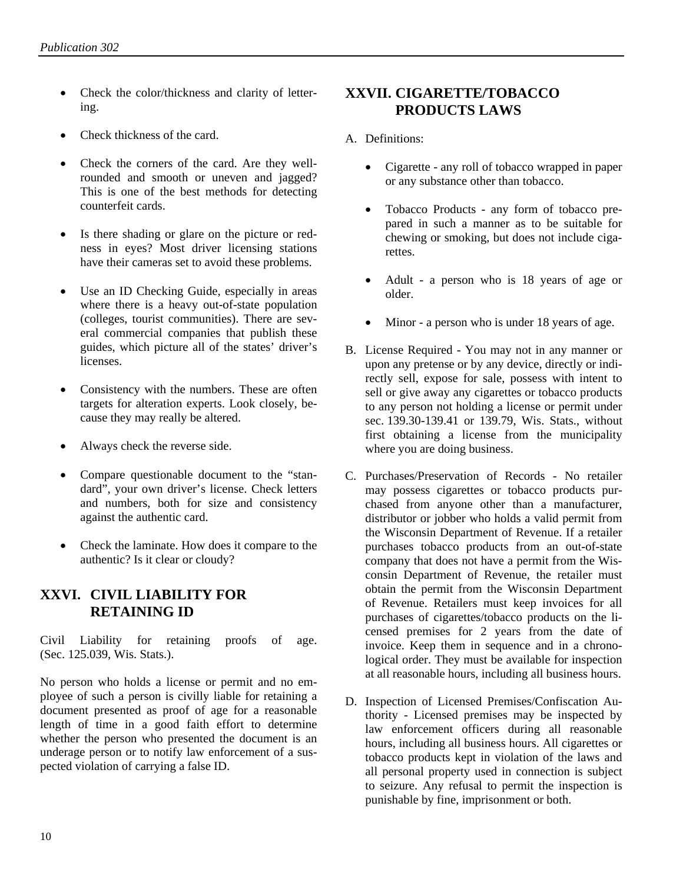- Check the color/thickness and clarity of lettering.
- Check thickness of the card.
- Check the corners of the card. Are they well-rounded and smooth or uneven and jagged? This is one of the best methods for detecting counterfeit cards.
- Is there shading or glare on the picture or redness in eyes? Most driver licensing stations have their cameras set to avoid these problems.
- Use an ID Checking Guide, especially in areas where there is a heavy out-of-state population (colleges, tourist communities). There are several commercial companies that publish these guides, which picture all of the states' driver's licenses.
- Consistency with the numbers. These are often targets for alteration experts. Look closely, because they may really be altered.
- Always check the reverse side.
- Compare questionable document to the "standard", your own driver's license. Check letters and numbers, both for size and consistency against the authentic card.
- Check the laminate. How does it compare to the authentic? Is it clear or cloudy?

## XXVI. CIVIL LIABILITY FOR RETAINING ID

Civil Liability for retaining proofs of age. (Sec. 125.039, Wis. Stats.).

No person who holds a license or permit and no employee of such a person is civilly liable for retaining a document presented as proof of age for a reasonable length of time in a good faith effort to determine whether the person who presented the document is an underage person or to notify law enforcement of a suspected violation of carrying a false ID.

## XXVII. CIGARETTE/TOBACCO PRODUCTS LAWS

A. Definitions:

- Cigarette - any roll of tobacco wrapped in paper or any substance other than tobacco.
- Tobacco Products - any form of tobacco prepared in such a manner as to be suitable for chewing or smoking, but does not include cigarettes.
- Adult - a person who is 18 years of age or older.
- Minor - a person who is under 18 years of age.

B. License Required - You may not in any manner or upon any pretense or by any device, directly or indirectly sell, expose for sale, possess with intent to sell or give away any cigarettes or tobacco products to any person not holding a license or permit under sec. 139.30-139.41 or 139.79, Wis. Stats., without first obtaining a license from the municipality where you are doing business.

C. Purchases/Preservation of Records - No retailer may possess cigarettes or tobacco products purchased from anyone other than a manufacturer, distributor or jobber who holds a valid permit from the Wisconsin Department of Revenue. If a retailer purchases tobacco products from an out-of-state company that does not have a permit from the Wisconsin Department of Revenue, the retailer must obtain the permit from the Wisconsin Department of Revenue. Retailers must keep invoices for all purchases of cigarettes/tobacco products on the licensed premises for 2 years from the date of invoice. Keep them in sequence and in a chronological order. They must be available for inspection at all reasonable hours, including all business hours.

D. Inspection of Licensed Premises/Confiscation Authority - Licensed premises may be inspected by law enforcement officers during all reasonable hours, including all business hours. All cigarettes or tobacco products kept in violation of the laws and all personal property used in connection is subject to seizure. Any refusal to permit the inspection is punishable by fine, imprisonment or both.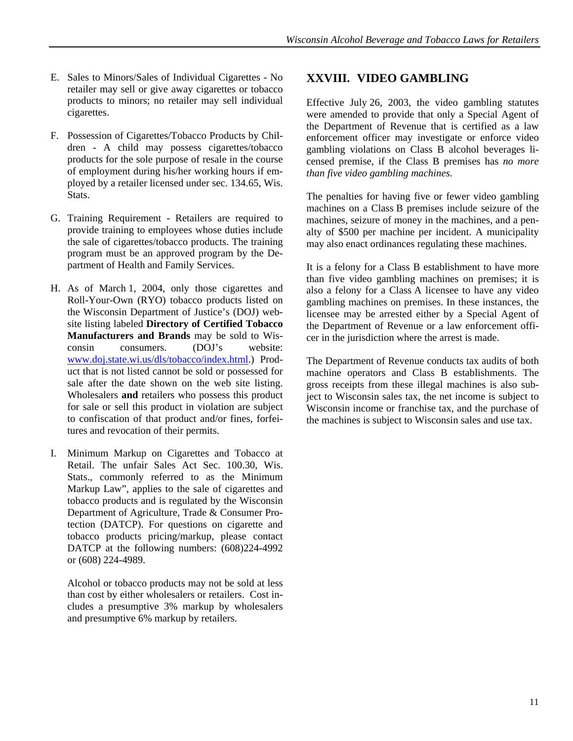E. Sales to Minors/Sales of Individual Cigarettes - No retailer may sell or give away cigarettes or tobacco products to minors; no retailer may sell individual cigarettes.

F. Possession of Cigarettes/Tobacco Products by Children - A child may possess cigarettes/tobacco products for the sole purpose of resale in the course of employment during his/her working hours if employed by a retailer licensed under sec. 134.65, Wis. Stats.

G. Training Requirement - Retailers are required to provide training to employees whose duties include the sale of cigarettes/tobacco products. The training program must be an approved program by the Department of Health and Family Services.

H. As of March 1, 2004, only those cigarettes and Roll-Your-Own (RYO) tobacco products listed on the Wisconsin Department of Justice's (DOJ) website listing labeled **Directory of Certified Tobacco Manufacturers and Brands** may be sold to Wisconsin consumers. (DOJ's website: [www.doj.state.wi.us/dls/tobacco/index.html](www.doj.state.wi.us/dls/tobacco/index.html).) Product that is not listed cannot be sold or possessed for sale after the date shown on the web site listing. Wholesalers **and** retailers who possess this product for sale or sell this product in violation are subject to confiscation of that product and/or fines, forfeitures and revocation of their permits.

I. Minimum Markup on Cigarettes and Tobacco at Retail. The unfair Sales Act Sec. 100.30, Wis. Stats., commonly referred to as the Minimum Markup Law", applies to the sale of cigarettes and tobacco products and is regulated by the Wisconsin Department of Agriculture, Trade & Consumer Protection (DATCP). For questions on cigarette and tobacco products pricing/markup, please contact DATCP at the following numbers: (608)224-4992 or (608) 224-4989.

   Alcohol or tobacco products may not be sold at less than cost by either wholesalers or retailers. Cost includes a presumptive 3% markup by wholesalers and presumptive 6% markup by retailers.

## XXVIII. VIDEO GAMBLING

Effective July 26, 2003, the video gambling statutes were amended to provide that only a Special Agent of the Department of Revenue that is certified as a law enforcement officer may investigate or enforce video gambling violations on Class B alcohol beverages licensed premise, if the Class B premises has *no more than five video gambling machines*.

The penalties for having five or fewer video gambling machines on a Class B premises include seizure of the machines, seizure of money in the machines, and a penalty of $500 per machine per incident. A municipality may also enact ordinances regulating these machines.

It is a felony for a Class B establishment to have more than five video gambling machines on premises; it is also a felony for a Class A licensee to have any video gambling machines on premises. In these instances, the licensee may be arrested either by a Special Agent of the Department of Revenue or a law enforcement officer in the jurisdiction where the arrest is made.

The Department of Revenue conducts tax audits of both machine operators and Class B establishments. The gross receipts from these illegal machines is also subject to Wisconsin sales tax, the net income is subject to Wisconsin income or franchise tax, and the purchase of the machines is subject to Wisconsin sales and use tax.